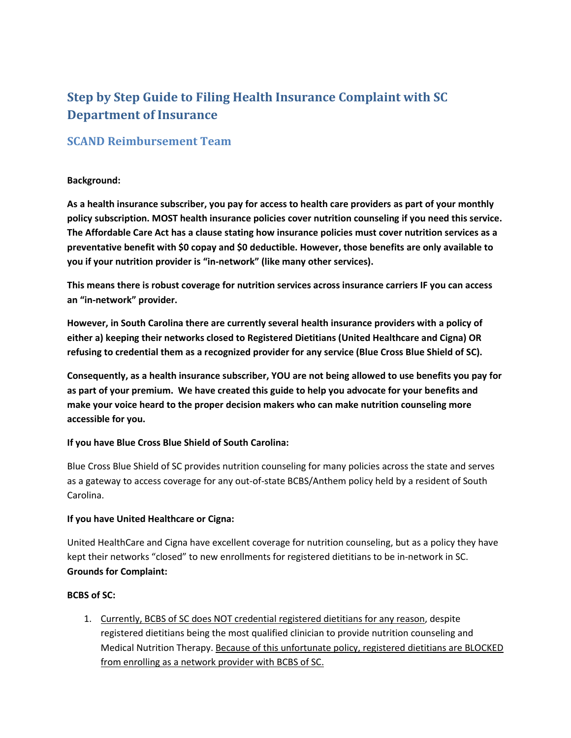# Step by Step Guide to Filing Health Insurance Complaint with SC Department of Insurance

## SCAND Reimbursement Team

**Background:**

**As a health insurance subscriber, you pay for access to health care providers as part of your monthly policy subscription. MOST health insurance policies cover nutrition counseling if you need this service. The Affordable Care Act has a clause stating how insurance policies must cover nutrition services as a preventative benefit with $0 copay and $0 deductible. However, those benefits are only available to you if your nutrition provider is "in-network" (like many other services).**

**This means there is robust coverage for nutrition services across insurance carriers IF you can access an "in-network" provider.**

**However, in South Carolina there are currently several health insurance providers with a policy of either a) keeping their networks closed to Registered Dietitians (United Healthcare and Cigna) OR refusing to credential them as a recognized provider for any service (Blue Cross Blue Shield of SC).**

**Consequently, as a health insurance subscriber, YOU are not being allowed to use benefits you pay for as part of your premium. We have created this guide to help you advocate for your benefits and make your voice heard to the proper decision makers who can make nutrition counseling more accessible for you.**

**If you have Blue Cross Blue Shield of South Carolina:**

Blue Cross Blue Shield of SC provides nutrition counseling for many policies across the state and serves as a gateway to access coverage for any out-of-state BCBS/Anthem policy held by a resident of South Carolina.

**If you have United Healthcare or Cigna:**

United HealthCare and Cigna have excellent coverage for nutrition counseling, but as a policy they have kept their networks "closed" to new enrollments for registered dietitians to be in-network in SC.

**Grounds for Complaint:**

**BCBS of SC:**

1. <u>Currently, BCBS of SC does NOT credential registered dietitians for any reason</u>, despite registered dietitians being the most qualified clinician to provide nutrition counseling and Medical Nutrition Therapy. <u>Because of this unfortunate policy, registered dietitians are BLOCKED from enrolling as a network provider with BCBS of SC.</u>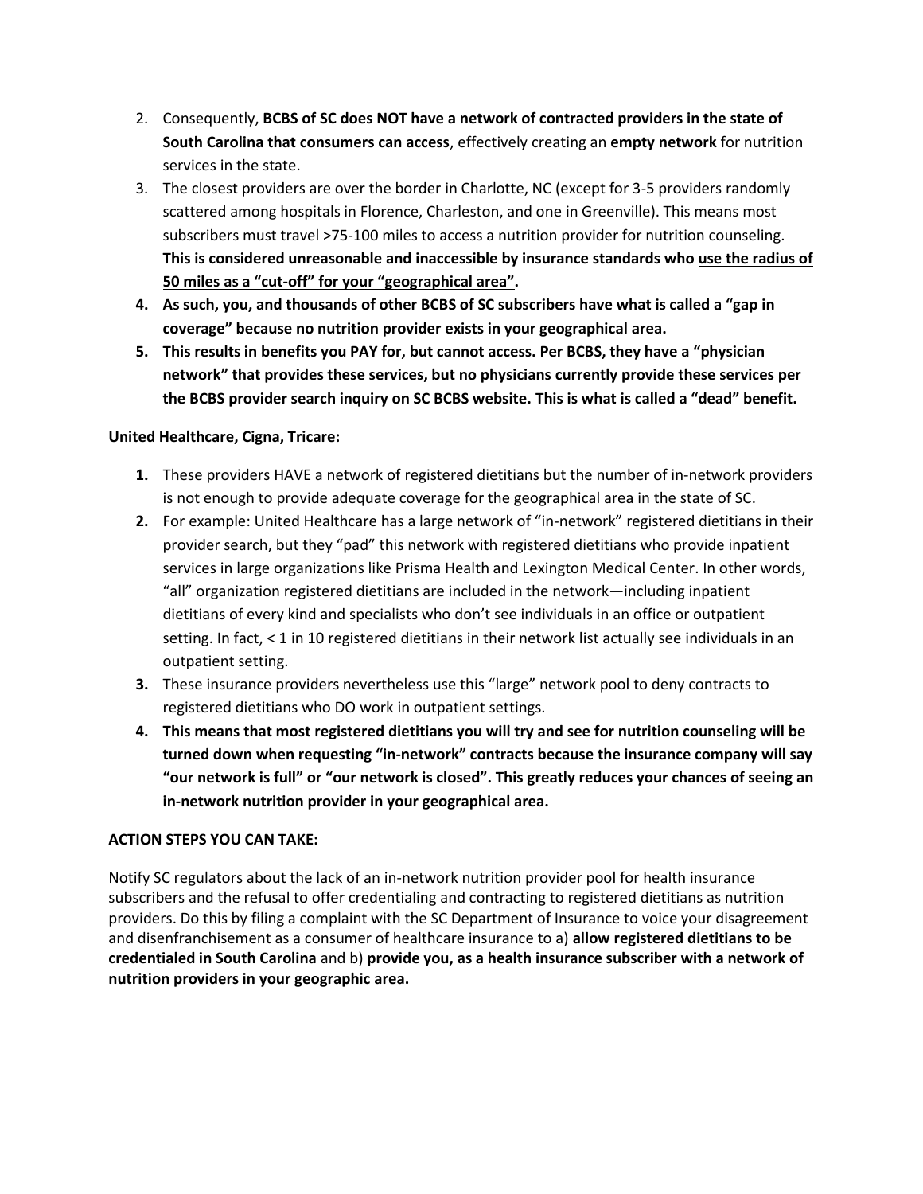2. Consequently, **BCBS of SC does NOT have a network of contracted providers in the state of South Carolina that consumers can access**, effectively creating an **empty network** for nutrition services in the state.
3. The closest providers are over the border in Charlotte, NC (except for 3-5 providers randomly scattered among hospitals in Florence, Charleston, and one in Greenville). This means most subscribers must travel >75-100 miles to access a nutrition provider for nutrition counseling. **This is considered unreasonable and inaccessible by insurance standards who <u>use the radius of 50 miles as a "cut-off" for your "geographical area"</u>.**
4. **As such, you, and thousands of other BCBS of SC subscribers have what is called a "gap in coverage" because no nutrition provider exists in your geographical area.**
5. **This results in benefits you PAY for, but cannot access. Per BCBS, they have a "physician network" that provides these services, but no physicians currently provide these services per the BCBS provider search inquiry on SC BCBS website. This is what is called a "dead" benefit.**

**United Healthcare, Cigna, Tricare:**

1. These providers HAVE a network of registered dietitians but the number of in-network providers is not enough to provide adequate coverage for the geographical area in the state of SC.
2. For example: United Healthcare has a large network of "in-network" registered dietitians in their provider search, but they "pad" this network with registered dietitians who provide inpatient services in large organizations like Prisma Health and Lexington Medical Center. In other words, "all" organization registered dietitians are included in the network—including inpatient dietitians of every kind and specialists who don't see individuals in an office or outpatient setting. In fact, < 1 in 10 registered dietitians in their network list actually see individuals in an outpatient setting.
3. These insurance providers nevertheless use this "large" network pool to deny contracts to registered dietitians who DO work in outpatient settings.
4. **This means that most registered dietitians you will try and see for nutrition counseling will be turned down when requesting "in-network" contracts because the insurance company will say "our network is full" or "our network is closed". This greatly reduces your chances of seeing an in-network nutrition provider in your geographical area.**

**ACTION STEPS YOU CAN TAKE:**

Notify SC regulators about the lack of an in-network nutrition provider pool for health insurance subscribers and the refusal to offer credentialing and contracting to registered dietitians as nutrition providers. Do this by filing a complaint with the SC Department of Insurance to voice your disagreement and disenfranchisement as a consumer of healthcare insurance to a) **allow registered dietitians to be credentialed in South Carolina** and b) **provide you, as a health insurance subscriber with a network of nutrition providers in your geographic area.**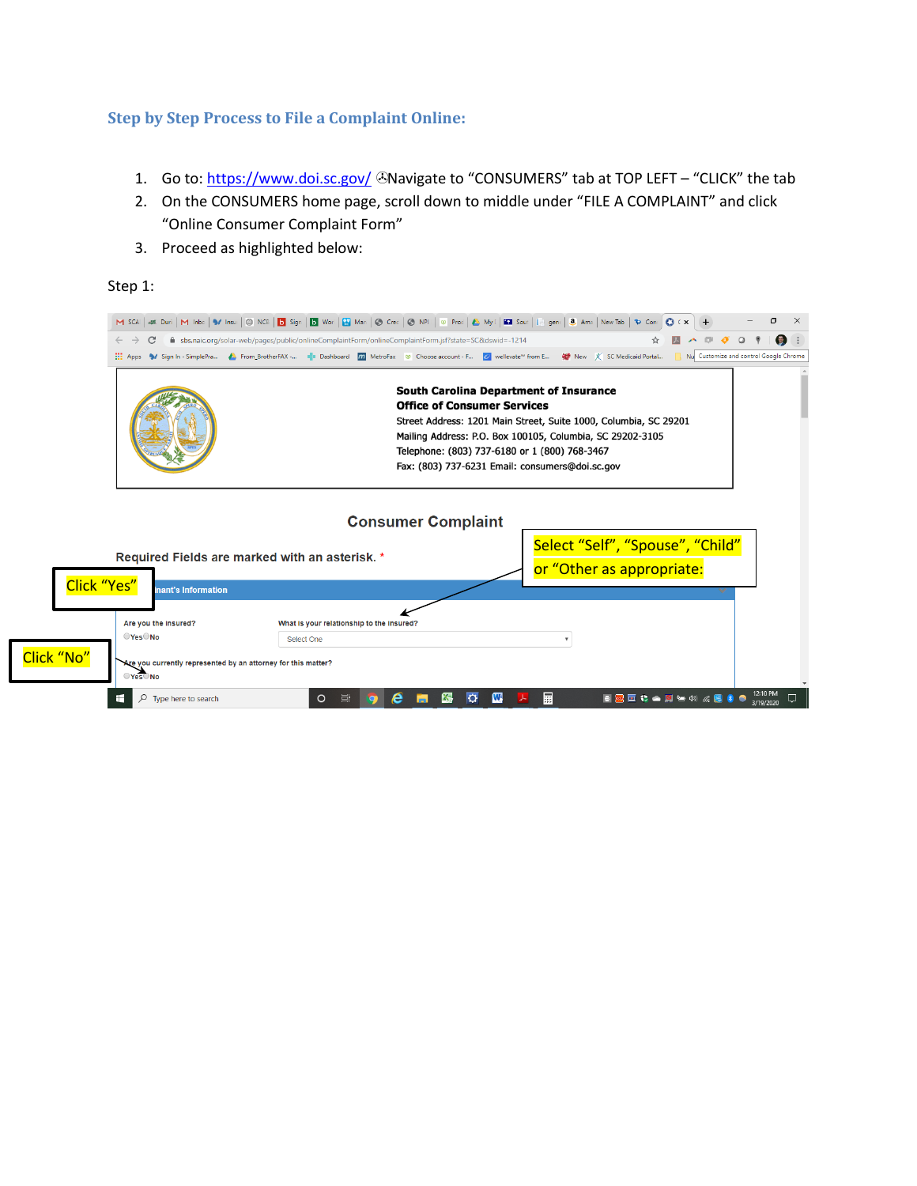### Step by Step Process to File a Complaint Online:

1. Go to: https://www.doi.sc.gov/ Navigate to “CONSUMERS” tab at TOP LEFT – “CLICK” the tab
2. On the CONSUMERS home page, scroll down to middle under “FILE A COMPLAINT” and click “Online Consumer Complaint Form”
3. Proceed as highlighted below:

Step 1:

**South Carolina Department of Insurance**
**Office of Consumer Services**
Street Address: 1201 Main Street, Suite 1000, Columbia, SC 29201
Mailing Address: P.O. Box 100105, Columbia, SC 29202-3105
Telephone: (803) 737-6180 or 1 (800) 768-3467
Fax: (803) 737-6231 Email: consumers@doi.sc.gov

**Consumer Complaint**

Required Fields are marked with an asterisk. *

Select “Self”, “Spouse”, “Child” or “Other as appropriate:

Click “Yes”

...inant's Information

Are you the insured?
Yes No

What is your relationship to the insured?
Select One

Click “No”

Are you currently represented by an attorney for this matter?
Yes No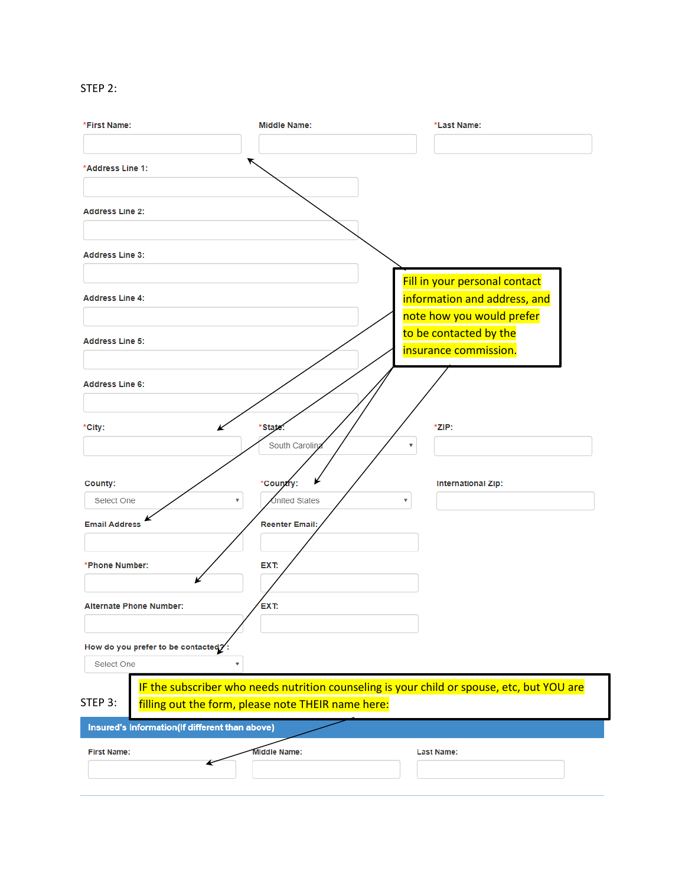STEP 2:

*First Name:

Middle Name:

*Last Name:

*Address Line 1:

Address Line 2:

Address Line 3:

Address Line 4:

Address Line 5:

Address Line 6:

*City:

*State: South Carolina

*ZIP:

County: Select One

*Country: United States

International Zip:

Email Address

Reenter Email:

*Phone Number:

EXT:

Alternate Phone Number:

EXT:

How do you prefer to be contacted? : Select One

Fill in your personal contact information and address, and note how you would prefer to be contacted by the insurance commission.

STEP 3:

IF the subscriber who needs nutrition counseling is your child or spouse, etc, but YOU are filling out the form, please note THEIR name here:

**Insured's Information(If different than above)**

First Name:

Middle Name:

Last Name: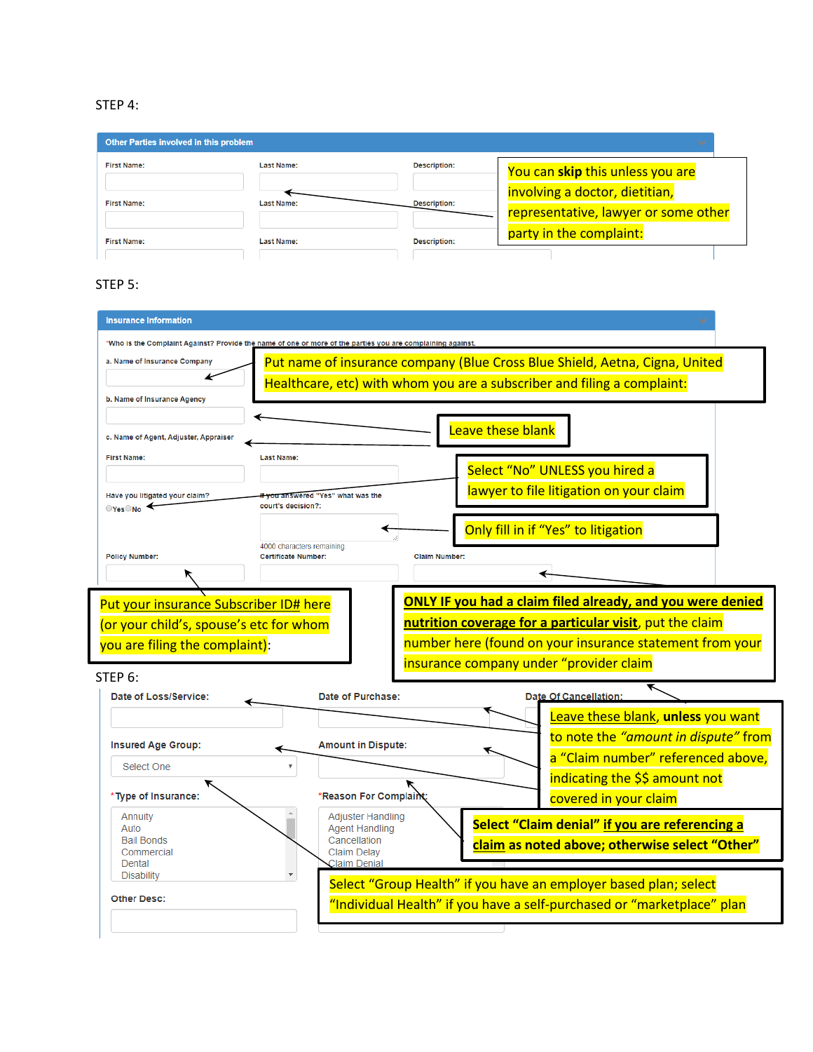STEP 4:

**Other Parties involved in this problem**

First Name: | Last Name: | Description:

First Name: | Last Name: | Description:

First Name: | Last Name: | Description:

You can **skip** this unless you are involving a doctor, dietitian, representative, lawyer or some other party in the complaint:

STEP 5:

**Insurance Information**

*Who is the Complaint Against? Provide the name of one or more of the parties you are complaining against.

a. Name of Insurance Company

Put name of insurance company (Blue Cross Blue Shield, Aetna, Cigna, United Healthcare, etc) with whom you are a subscriber and filing a complaint:

b. Name of Insurance Agency

c. Name of Agent, Adjuster, Appraiser

Leave these blank

First Name: | Last Name:

Have you litigated your claim?

Yes No

If you answered "Yes" what was the court's decision?:

Select "No" UNLESS you hired a lawyer to file litigation on your claim

Only fill in if "Yes" to litigation

4000 characters remaining

Policy Number: | Certificate Number: | Claim Number:

Put your insurance Subscriber ID# here (or your child's, spouse's etc for whom you are filing the complaint):

**ONLY IF you had a claim filed already, and you were denied nutrition coverage for a particular visit**, put the claim number here (found on your insurance statement from your insurance company under "provider claim

STEP 6:

Date of Loss/Service: | Date of Purchase: | Date Of Cancellation:

Insured Age Group: Select One | Amount in Dispute:

Leave these blank, **unless** you want to note the *"amount in dispute"* from a "Claim number" referenced above, indicating the $$ amount not covered in your claim

*Type of Insurance:

- Annuity
- Auto
- Bail Bonds
- Commercial
- Dental
- Disability

*Reason For Complaint:

- Adjuster Handling
- Agent Handling
- Cancellation
- Claim Delay
- Claim Denial

**Select "Claim denial" if you are referencing a claim as noted above; otherwise select "Other"**

Other Desc:

Select "Group Health" if you have an employer based plan; select "Individual Health" if you have a self-purchased or "marketplace" plan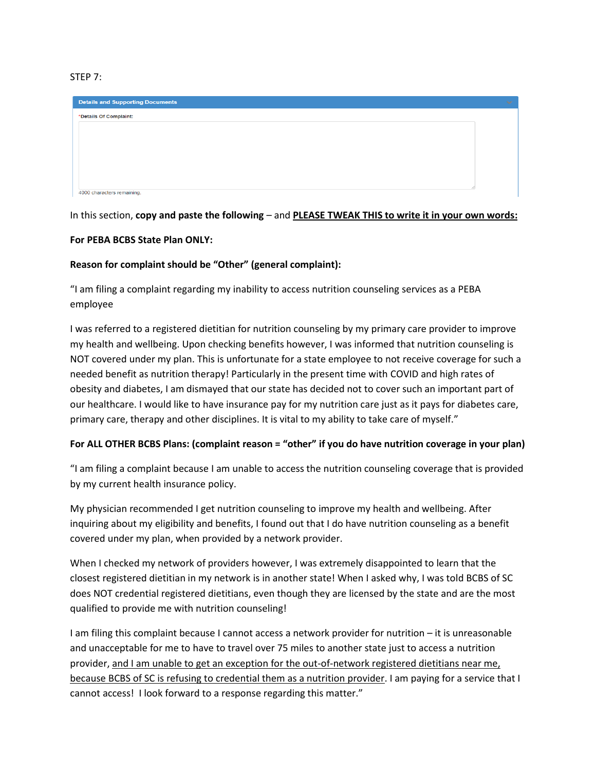STEP 7:

**Details and Supporting Documents**

*Details Of Complaint:

4000 characters remaining.

In this section, **copy and paste the following** – and <u>**PLEASE TWEAK THIS to write it in your own words:**</u>

**For PEBA BCBS State Plan ONLY:**

**Reason for complaint should be "Other" (general complaint):**

"I am filing a complaint regarding my inability to access nutrition counseling services as a PEBA employee

I was referred to a registered dietitian for nutrition counseling by my primary care provider to improve my health and wellbeing. Upon checking benefits however, I was informed that nutrition counseling is NOT covered under my plan. This is unfortunate for a state employee to not receive coverage for such a needed benefit as nutrition therapy! Particularly in the present time with COVID and high rates of obesity and diabetes, I am dismayed that our state has decided not to cover such an important part of our healthcare. I would like to have insurance pay for my nutrition care just as it pays for diabetes care, primary care, therapy and other disciplines. It is vital to my ability to take care of myself."

**For ALL OTHER BCBS Plans: (complaint reason = "other" if you do have nutrition coverage in your plan)**

"I am filing a complaint because I am unable to access the nutrition counseling coverage that is provided by my current health insurance policy.

My physician recommended I get nutrition counseling to improve my health and wellbeing. After inquiring about my eligibility and benefits, I found out that I do have nutrition counseling as a benefit covered under my plan, when provided by a network provider.

When I checked my network of providers however, I was extremely disappointed to learn that the closest registered dietitian in my network is in another state! When I asked why, I was told BCBS of SC does NOT credential registered dietitians, even though they are licensed by the state and are the most qualified to provide me with nutrition counseling!

I am filing this complaint because I cannot access a network provider for nutrition – it is unreasonable and unacceptable for me to have to travel over 75 miles to another state just to access a nutrition provider, <u>and I am unable to get an exception for the out-of-network registered dietitians near me, because BCBS of SC is refusing to credential them as a nutrition provider</u>. I am paying for a service that I cannot access! I look forward to a response regarding this matter."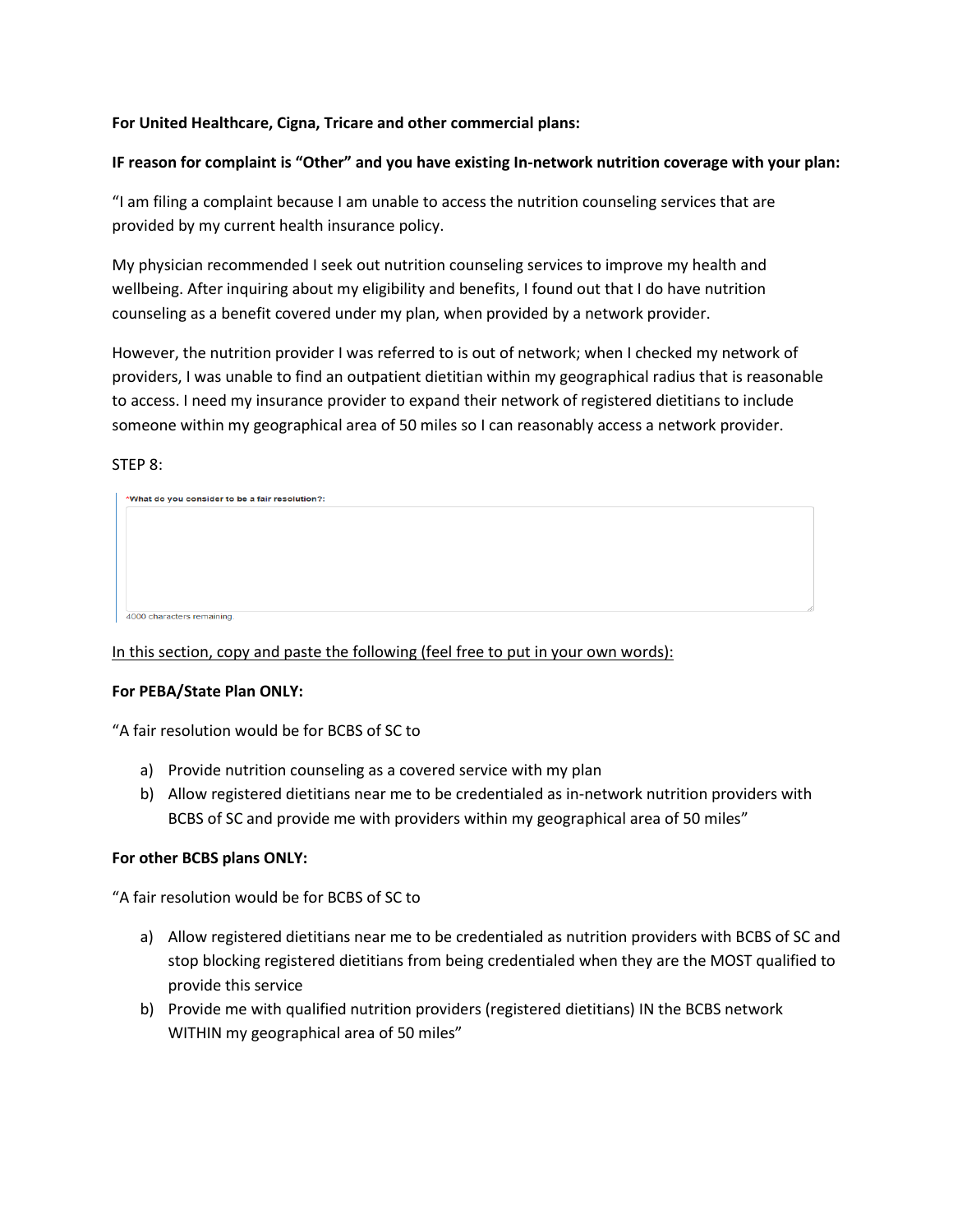**For United Healthcare, Cigna, Tricare and other commercial plans:**

**IF reason for complaint is "Other" and you have existing In-network nutrition coverage with your plan:**

"I am filing a complaint because I am unable to access the nutrition counseling services that are provided by my current health insurance policy.

My physician recommended I seek out nutrition counseling services to improve my health and wellbeing. After inquiring about my eligibility and benefits, I found out that I do have nutrition counseling as a benefit covered under my plan, when provided by a network provider.

However, the nutrition provider I was referred to is out of network; when I checked my network of providers, I was unable to find an outpatient dietitian within my geographical radius that is reasonable to access. I need my insurance provider to expand their network of registered dietitians to include someone within my geographical area of 50 miles so I can reasonably access a network provider.

STEP 8:

*What do you consider to be a fair resolution?:

4000 characters remaining.

In this section, copy and paste the following (feel free to put in your own words):

**For PEBA/State Plan ONLY:**

"A fair resolution would be for BCBS of SC to

a) Provide nutrition counseling as a covered service with my plan
b) Allow registered dietitians near me to be credentialed as in-network nutrition providers with BCBS of SC and provide me with providers within my geographical area of 50 miles"

**For other BCBS plans ONLY:**

"A fair resolution would be for BCBS of SC to

a) Allow registered dietitians near me to be credentialed as nutrition providers with BCBS of SC and stop blocking registered dietitians from being credentialed when they are the MOST qualified to provide this service
b) Provide me with qualified nutrition providers (registered dietitians) IN the BCBS network WITHIN my geographical area of 50 miles"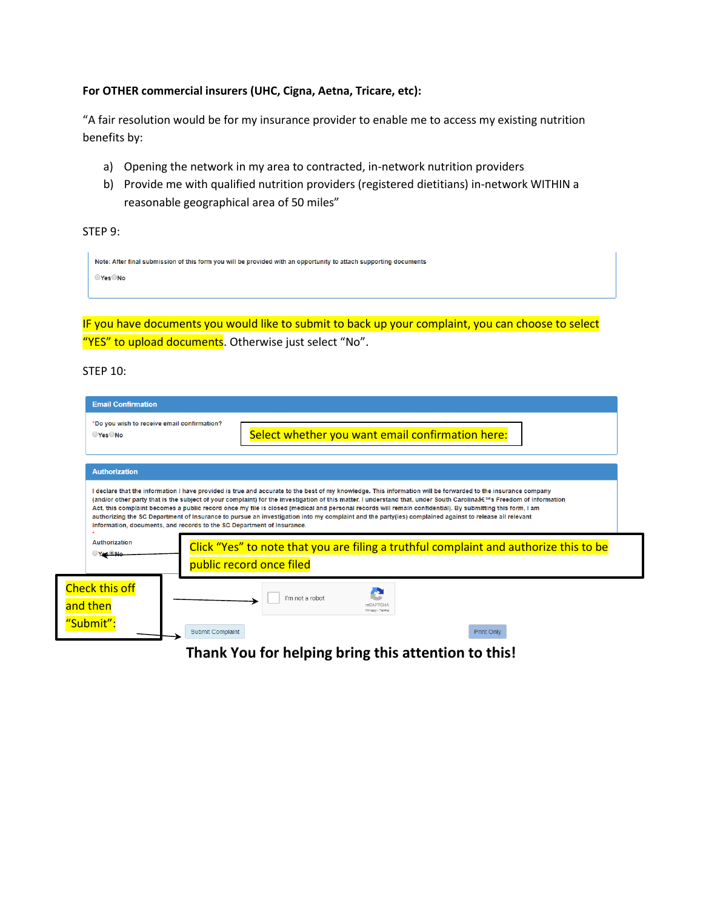**For OTHER commercial insurers (UHC, Cigna, Aetna, Tricare, etc):**

"A fair resolution would be for my insurance provider to enable me to access my existing nutrition benefits by:

a) Opening the network in my area to contracted, in-network nutrition providers
b) Provide me with qualified nutrition providers (registered dietitians) in-network WITHIN a reasonable geographical area of 50 miles"

STEP 9:

Note: After final submission of this form you will be provided with an opportunity to attach supporting documents

Yes No

IF you have documents you would like to submit to back up your complaint, you can choose to select "YES" to upload documents. Otherwise just select "No".

STEP 10:

**Email Confirmation**

*Do you wish to receive email confirmation?

Yes No

Select whether you want email confirmation here:

**Authorization**

I declare that the information I have provided is true and accurate to the best of my knowledge. This information will be forwarded to the insurance company (and/or other party that is the subject of your complaint) for the investigation of this matter. I understand that, under South Carolinaâ€™s Freedom of Information Act, this complaint becomes a public record once my file is closed (medical and personal records will remain confidential). By submitting this form, I am authorizing the SC Department of Insurance to pursue an investigation into my complaint and the party(ies) complained against to release all relevant information, documents, and records to the SC Department of Insurance.

*

Authorization

Yes No

Click "Yes" to note that you are filing a truthful complaint and authorize this to be public record once filed

Check this off and then "Submit":

I'm not a robot

reCAPTCHA
Privacy - Terms

Submit Complaint

Print Only

**Thank You for helping bring this attention to this!**